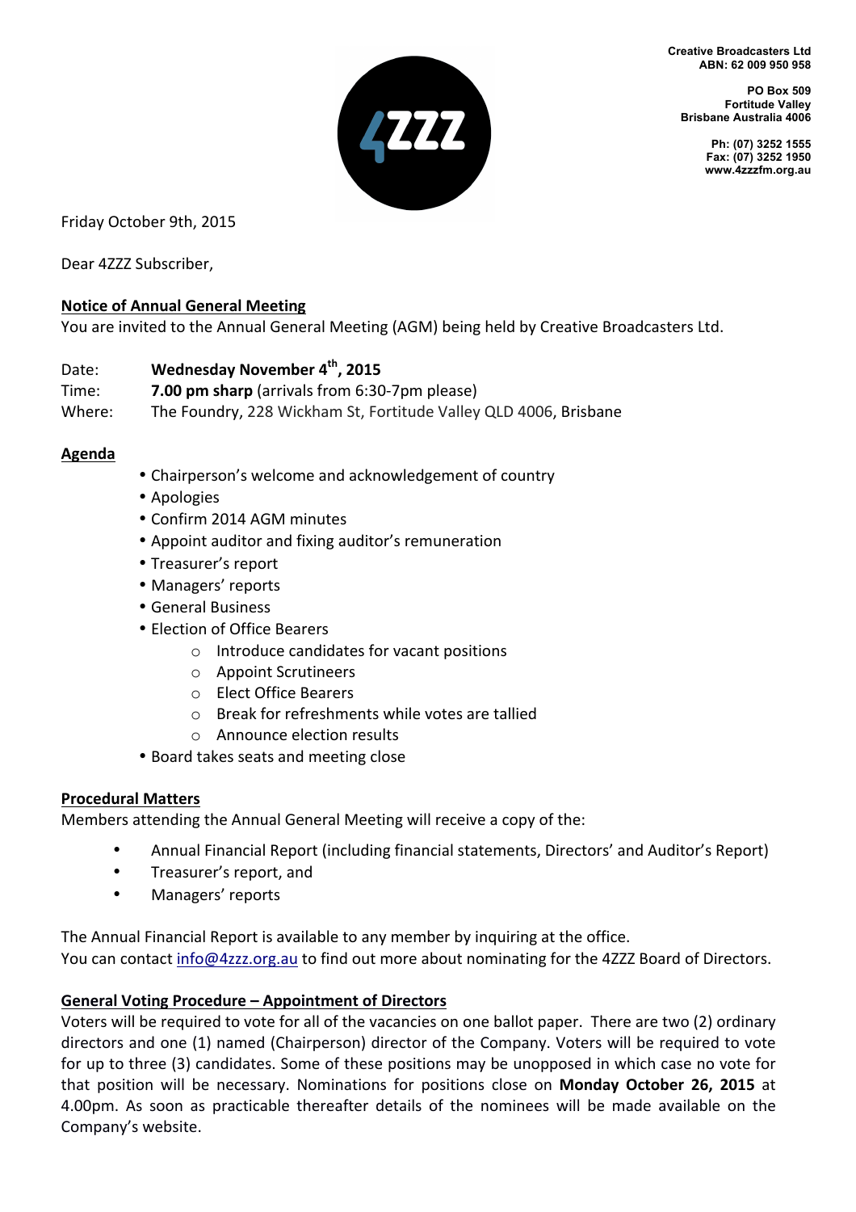Creative Broadcasters Ltd
ABN: 62 009 950 958

PO Box 509
Fortitude Valley
Brisbane Australia 4006

Ph: (07) 3252 1555
Fax: (07) 3252 1950
www.4zzzfm.org.au

Friday October 9th, 2015

Dear 4ZZZ Subscriber,

## Notice of Annual General Meeting

You are invited to the Annual General Meeting (AGM) being held by Creative Broadcasters Ltd.

Date: **Wednesday November 4th, 2015**
Time: **7.00 pm sharp** (arrivals from 6:30-7pm please)
Where: The Foundry, 228 Wickham St, Fortitude Valley QLD 4006, Brisbane

## Agenda

- Chairperson's welcome and acknowledgement of country
- Apologies
- Confirm 2014 AGM minutes
- Appoint auditor and fixing auditor's remuneration
- Treasurer's report
- Managers' reports
- General Business
- Election of Office Bearers
    - Introduce candidates for vacant positions
    - Appoint Scrutineers
    - Elect Office Bearers
    - Break for refreshments while votes are tallied
    - Announce election results
- Board takes seats and meeting close

## Procedural Matters

Members attending the Annual General Meeting will receive a copy of the:

- Annual Financial Report (including financial statements, Directors' and Auditor's Report)
- Treasurer's report, and
- Managers' reports

The Annual Financial Report is available to any member by inquiring at the office.
You can contact info@4zzz.org.au to find out more about nominating for the 4ZZZ Board of Directors.

## General Voting Procedure – Appointment of Directors

Voters will be required to vote for all of the vacancies on one ballot paper. There are two (2) ordinary directors and one (1) named (Chairperson) director of the Company. Voters will be required to vote for up to three (3) candidates. Some of these positions may be unopposed in which case no vote for that position will be necessary. Nominations for positions close on **Monday October 26, 2015** at 4.00pm. As soon as practicable thereafter details of the nominees will be made available on the Company's website.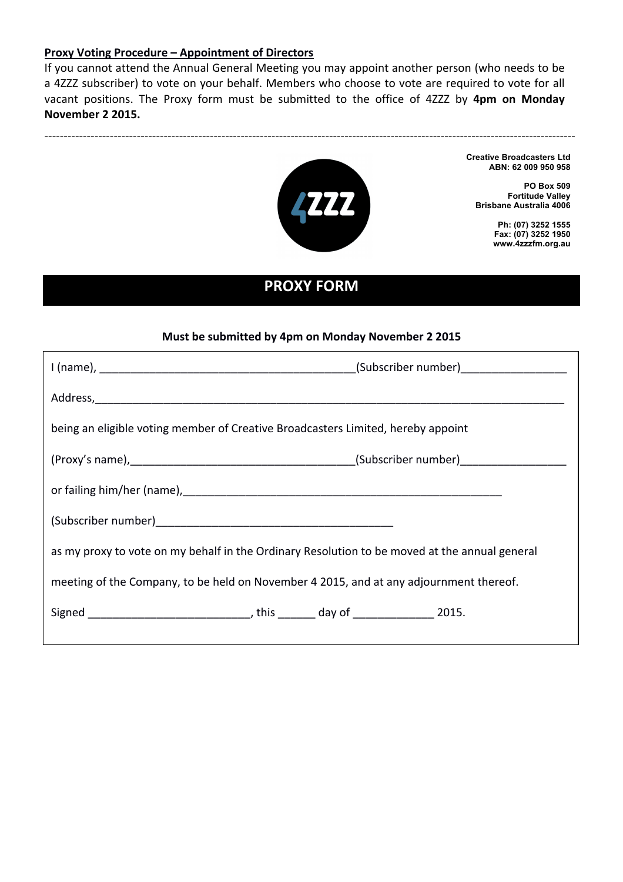**Proxy Voting Procedure – Appointment of Directors**

If you cannot attend the Annual General Meeting you may appoint another person (who needs to be a 4ZZZ subscriber) to vote on your behalf. Members who choose to vote are required to vote for all vacant positions. The Proxy form must be submitted to the office of 4ZZZ by **4pm on Monday November 2 2015.**

---

4ZZZ

**Creative Broadcasters Ltd**
**ABN: 62 009 950 958**

**PO Box 509**
**Fortitude Valley**
**Brisbane Australia 4006**

**Ph: (07) 3252 1555**
**Fax: (07) 3252 1950**
**www.4zzzfm.org.au**

# PROXY FORM

**Must be submitted by 4pm on Monday November 2 2015**

I (name), ________________________________________(Subscriber number)________________

Address,__________________________________________________________________________

being an eligible voting member of Creative Broadcasters Limited, hereby appoint

(Proxy's name),___________________________________(Subscriber number)________________

or failing him/her (name),__________________________________________________

(Subscriber number)_____________________________________

as my proxy to vote on my behalf in the Ordinary Resolution to be moved at the annual general meeting of the Company, to be held on November 4 2015, and at any adjournment thereof.

Signed _________________________, this ______ day of ____________ 2015.